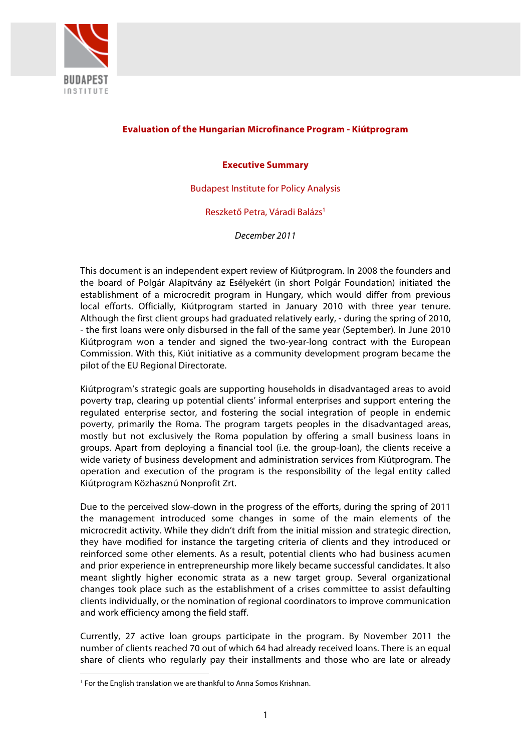# Evaluation of the Hungarian Microfinance Program - Kiútprogram

## Executive Summary

Budapest Institute for Policy Analysis

Reszkető Petra, Váradi Balázs[1]

*December 2011*

This document is an independent expert review of Kiútprogram. In 2008 the founders and the board of Polgár Alapítvány az Esélyekért (in short Polgár Foundation) initiated the establishment of a microcredit program in Hungary, which would differ from previous local efforts. Officially, Kiútprogram started in January 2010 with three year tenure. Although the first client groups had graduated relatively early, - during the spring of 2010, - the first loans were only disbursed in the fall of the same year (September). In June 2010 Kiútprogram won a tender and signed the two-year-long contract with the European Commission. With this, Kiút initiative as a community development program became the pilot of the EU Regional Directorate.

Kiútprogram's strategic goals are supporting households in disadvantaged areas to avoid poverty trap, clearing up potential clients' informal enterprises and support entering the regulated enterprise sector, and fostering the social integration of people in endemic poverty, primarily the Roma. The program targets peoples in the disadvantaged areas, mostly but not exclusively the Roma population by offering a small business loans in groups. Apart from deploying a financial tool (i.e. the group-loan), the clients receive a wide variety of business development and administration services from Kiútprogram. The operation and execution of the program is the responsibility of the legal entity called Kiútprogram Közhasznú Nonprofit Zrt.

Due to the perceived slow-down in the progress of the efforts, during the spring of 2011 the management introduced some changes in some of the main elements of the microcredit activity. While they didn't drift from the initial mission and strategic direction, they have modified for instance the targeting criteria of clients and they introduced or reinforced some other elements. As a result, potential clients who had business acumen and prior experience in entrepreneurship more likely became successful candidates. It also meant slightly higher economic strata as a new target group. Several organizational changes took place such as the establishment of a crises committee to assist defaulting clients individually, or the nomination of regional coordinators to improve communication and work efficiency among the field staff.

Currently, 27 active loan groups participate in the program. By November 2011 the number of clients reached 70 out of which 64 had already received loans. There is an equal share of clients who regularly pay their installments and those who are late or already

[1] For the English translation we are thankful to Anna Somos Krishnan.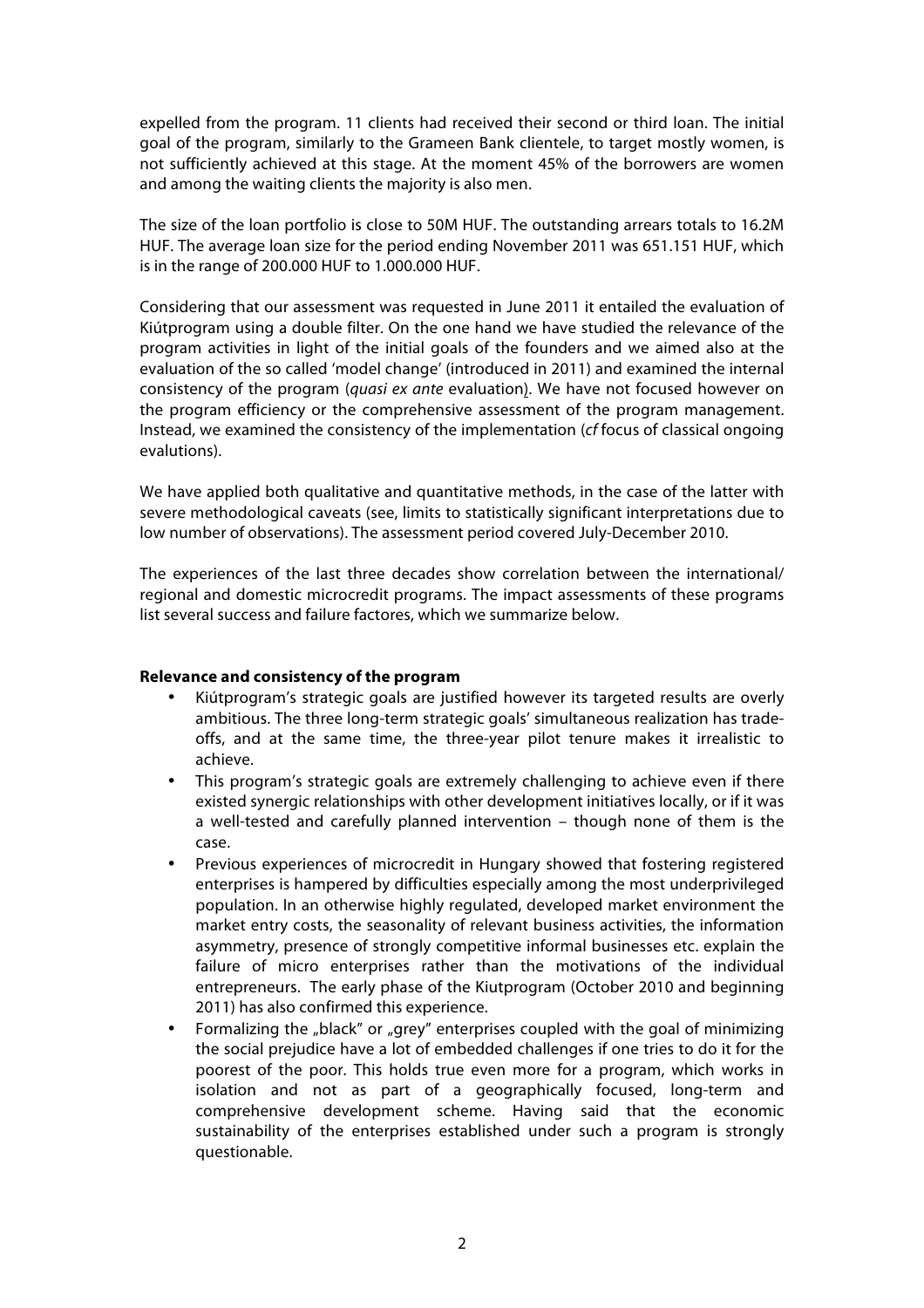expelled from the program. 11 clients had received their second or third loan. The initial goal of the program, similarly to the Grameen Bank clientele, to target mostly women, is not sufficiently achieved at this stage. At the moment 45% of the borrowers are women and among the waiting clients the majority is also men.

The size of the loan portfolio is close to 50M HUF. The outstanding arrears totals to 16.2M HUF. The average loan size for the period ending November 2011 was 651.151 HUF, which is in the range of 200.000 HUF to 1.000.000 HUF.

Considering that our assessment was requested in June 2011 it entailed the evaluation of Kiútprogram using a double filter. On the one hand we have studied the relevance of the program activities in light of the initial goals of the founders and we aimed also at the evaluation of the so called 'model change' (introduced in 2011) and examined the internal consistency of the program (*quasi ex ante* evaluation). We have not focused however on the program efficiency or the comprehensive assessment of the program management. Instead, we examined the consistency of the implementation (*cf* focus of classical ongoing evalutions).

We have applied both qualitative and quantitative methods, in the case of the latter with severe methodological caveats (see, limits to statistically significant interpretations due to low number of observations). The assessment period covered July-December 2010.

The experiences of the last three decades show correlation between the international/ regional and domestic microcredit programs. The impact assessments of these programs list several success and failure factores, which we summarize below.

**Relevance and consistency of the program**

- Kiútprogram's strategic goals are justified however its targeted results are overly ambitious. The three long-term strategic goals' simultaneous realization has trade-offs, and at the same time, the three-year pilot tenure makes it irrealistic to achieve.
- This program's strategic goals are extremely challenging to achieve even if there existed synergic relationships with other development initiatives locally, or if it was a well-tested and carefully planned intervention – though none of them is the case.
- Previous experiences of microcredit in Hungary showed that fostering registered enterprises is hampered by difficulties especially among the most underprivileged population. In an otherwise highly regulated, developed market environment the market entry costs, the seasonality of relevant business activities, the information asymmetry, presence of strongly competitive informal businesses etc. explain the failure of micro enterprises rather than the motivations of the individual entrepreneurs. The early phase of the Kiutprogram (October 2010 and beginning 2011) has also confirmed this experience.
- Formalizing the „black" or „grey" enterprises coupled with the goal of minimizing the social prejudice have a lot of embedded challenges if one tries to do it for the poorest of the poor. This holds true even more for a program, which works in isolation and not as part of a geographically focused, long-term and comprehensive development scheme. Having said that the economic sustainability of the enterprises established under such a program is strongly questionable.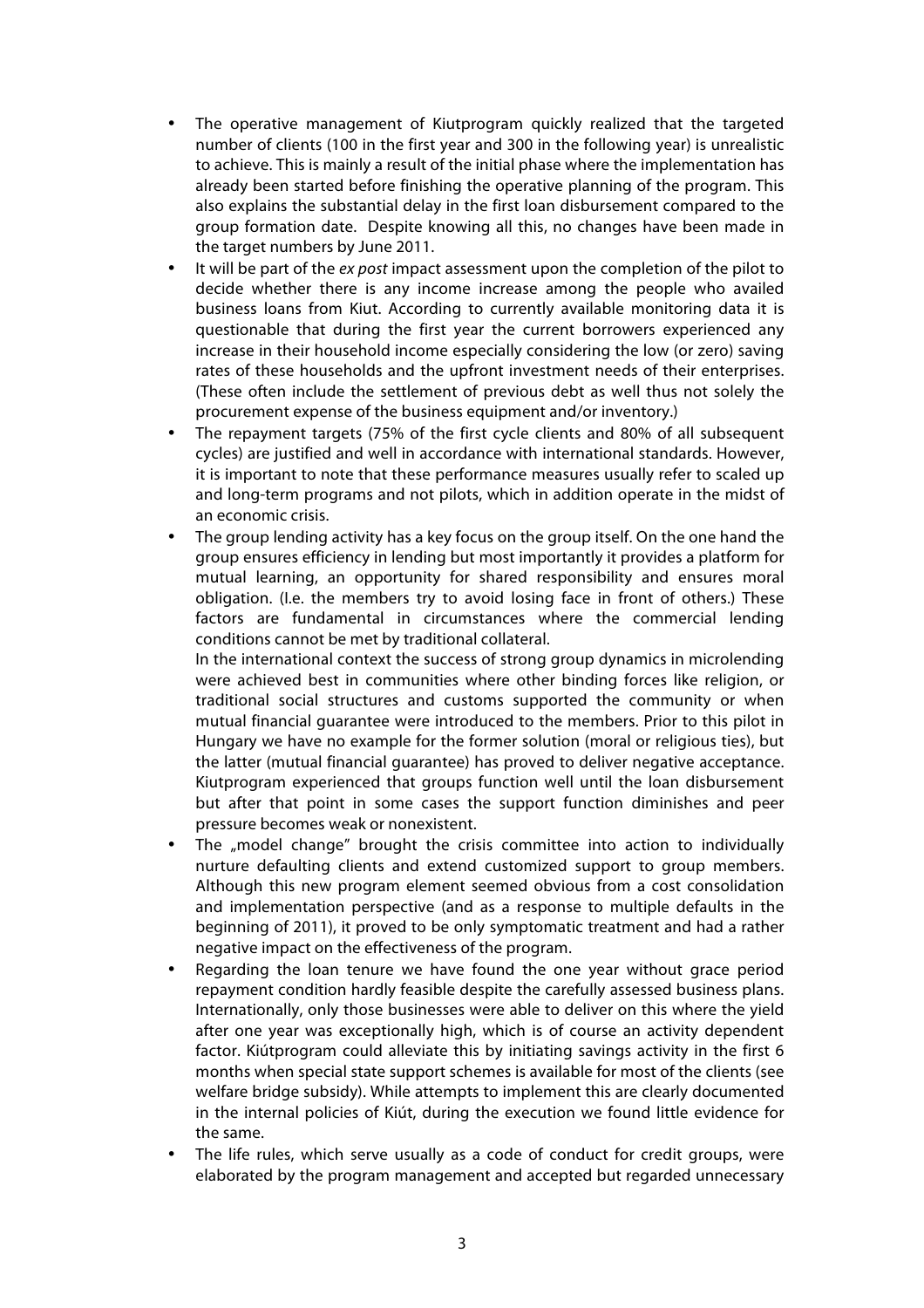- The operative management of Kiutprogram quickly realized that the targeted number of clients (100 in the first year and 300 in the following year) is unrealistic to achieve. This is mainly a result of the initial phase where the implementation has already been started before finishing the operative planning of the program. This also explains the substantial delay in the first loan disbursement compared to the group formation date. Despite knowing all this, no changes have been made in the target numbers by June 2011.
- It will be part of the *ex post* impact assessment upon the completion of the pilot to decide whether there is any income increase among the people who availed business loans from Kiut. According to currently available monitoring data it is questionable that during the first year the current borrowers experienced any increase in their household income especially considering the low (or zero) saving rates of these households and the upfront investment needs of their enterprises. (These often include the settlement of previous debt as well thus not solely the procurement expense of the business equipment and/or inventory.)
- The repayment targets (75% of the first cycle clients and 80% of all subsequent cycles) are justified and well in accordance with international standards. However, it is important to note that these performance measures usually refer to scaled up and long-term programs and not pilots, which in addition operate in the midst of an economic crisis.
- The group lending activity has a key focus on the group itself. On the one hand the group ensures efficiency in lending but most importantly it provides a platform for mutual learning, an opportunity for shared responsibility and ensures moral obligation. (I.e. the members try to avoid losing face in front of others.) These factors are fundamental in circumstances where the commercial lending conditions cannot be met by traditional collateral.

  In the international context the success of strong group dynamics in microlending were achieved best in communities where other binding forces like religion, or traditional social structures and customs supported the community or when mutual financial guarantee were introduced to the members. Prior to this pilot in Hungary we have no example for the former solution (moral or religious ties), but the latter (mutual financial guarantee) has proved to deliver negative acceptance. Kiutprogram experienced that groups function well until the loan disbursement but after that point in some cases the support function diminishes and peer pressure becomes weak or nonexistent.
- The „model change" brought the crisis committee into action to individually nurture defaulting clients and extend customized support to group members. Although this new program element seemed obvious from a cost consolidation and implementation perspective (and as a response to multiple defaults in the beginning of 2011), it proved to be only symptomatic treatment and had a rather negative impact on the effectiveness of the program.
- Regarding the loan tenure we have found the one year without grace period repayment condition hardly feasible despite the carefully assessed business plans. Internationally, only those businesses were able to deliver on this where the yield after one year was exceptionally high, which is of course an activity dependent factor. Kiútprogram could alleviate this by initiating savings activity in the first 6 months when special state support schemes is available for most of the clients (see welfare bridge subsidy). While attempts to implement this are clearly documented in the internal policies of Kiút, during the execution we found little evidence for the same.
- The life rules, which serve usually as a code of conduct for credit groups, were elaborated by the program management and accepted but regarded unnecessary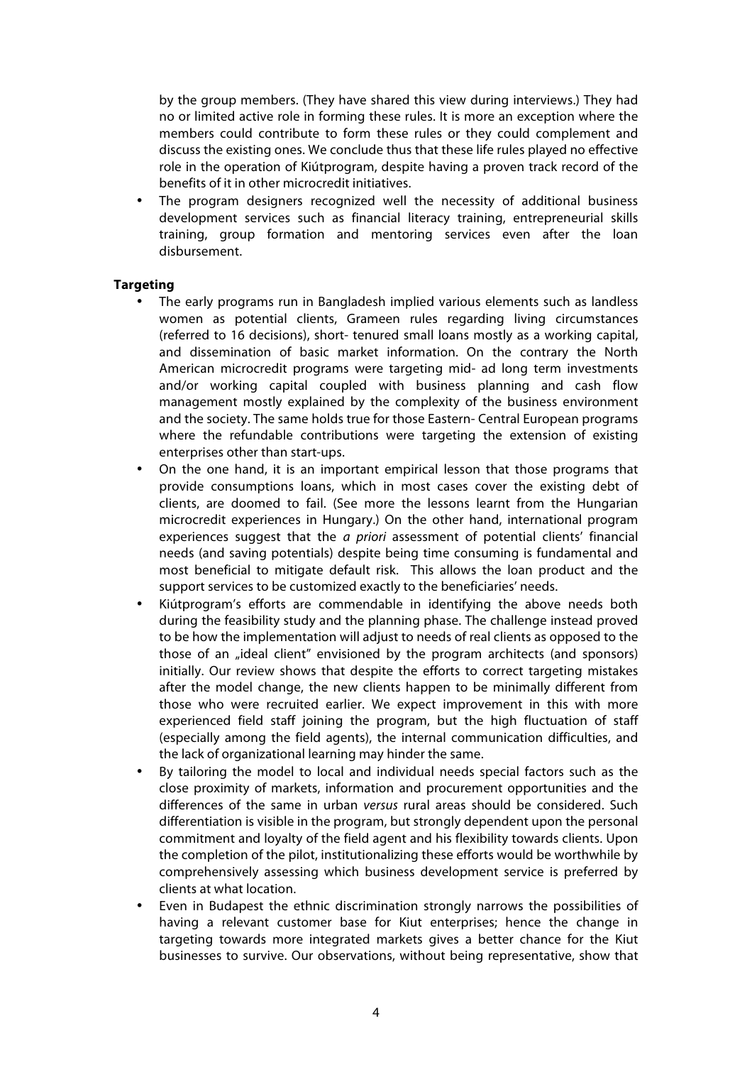by the group members. (They have shared this view during interviews.) They had no or limited active role in forming these rules. It is more an exception where the members could contribute to form these rules or they could complement and discuss the existing ones. We conclude thus that these life rules played no effective role in the operation of Kiútprogram, despite having a proven track record of the benefits of it in other microcredit initiatives.

- The program designers recognized well the necessity of additional business development services such as financial literacy training, entrepreneurial skills training, group formation and mentoring services even after the loan disbursement.

**Targeting**

- The early programs run in Bangladesh implied various elements such as landless women as potential clients, Grameen rules regarding living circumstances (referred to 16 decisions), short- tenured small loans mostly as a working capital, and dissemination of basic market information. On the contrary the North American microcredit programs were targeting mid- ad long term investments and/or working capital coupled with business planning and cash flow management mostly explained by the complexity of the business environment and the society. The same holds true for those Eastern- Central European programs where the refundable contributions were targeting the extension of existing enterprises other than start-ups.
- On the one hand, it is an important empirical lesson that those programs that provide consumptions loans, which in most cases cover the existing debt of clients, are doomed to fail. (See more the lessons learnt from the Hungarian microcredit experiences in Hungary.) On the other hand, international program experiences suggest that the *a priori* assessment of potential clients' financial needs (and saving potentials) despite being time consuming is fundamental and most beneficial to mitigate default risk. This allows the loan product and the support services to be customized exactly to the beneficiaries' needs.
- Kiútprogram's efforts are commendable in identifying the above needs both during the feasibility study and the planning phase. The challenge instead proved to be how the implementation will adjust to needs of real clients as opposed to the those of an „ideal client" envisioned by the program architects (and sponsors) initially. Our review shows that despite the efforts to correct targeting mistakes after the model change, the new clients happen to be minimally different from those who were recruited earlier. We expect improvement in this with more experienced field staff joining the program, but the high fluctuation of staff (especially among the field agents), the internal communication difficulties, and the lack of organizational learning may hinder the same.
- By tailoring the model to local and individual needs special factors such as the close proximity of markets, information and procurement opportunities and the differences of the same in urban *versus* rural areas should be considered. Such differentiation is visible in the program, but strongly dependent upon the personal commitment and loyalty of the field agent and his flexibility towards clients. Upon the completion of the pilot, institutionalizing these efforts would be worthwhile by comprehensively assessing which business development service is preferred by clients at what location.
- Even in Budapest the ethnic discrimination strongly narrows the possibilities of having a relevant customer base for Kiut enterprises; hence the change in targeting towards more integrated markets gives a better chance for the Kiut businesses to survive. Our observations, without being representative, show that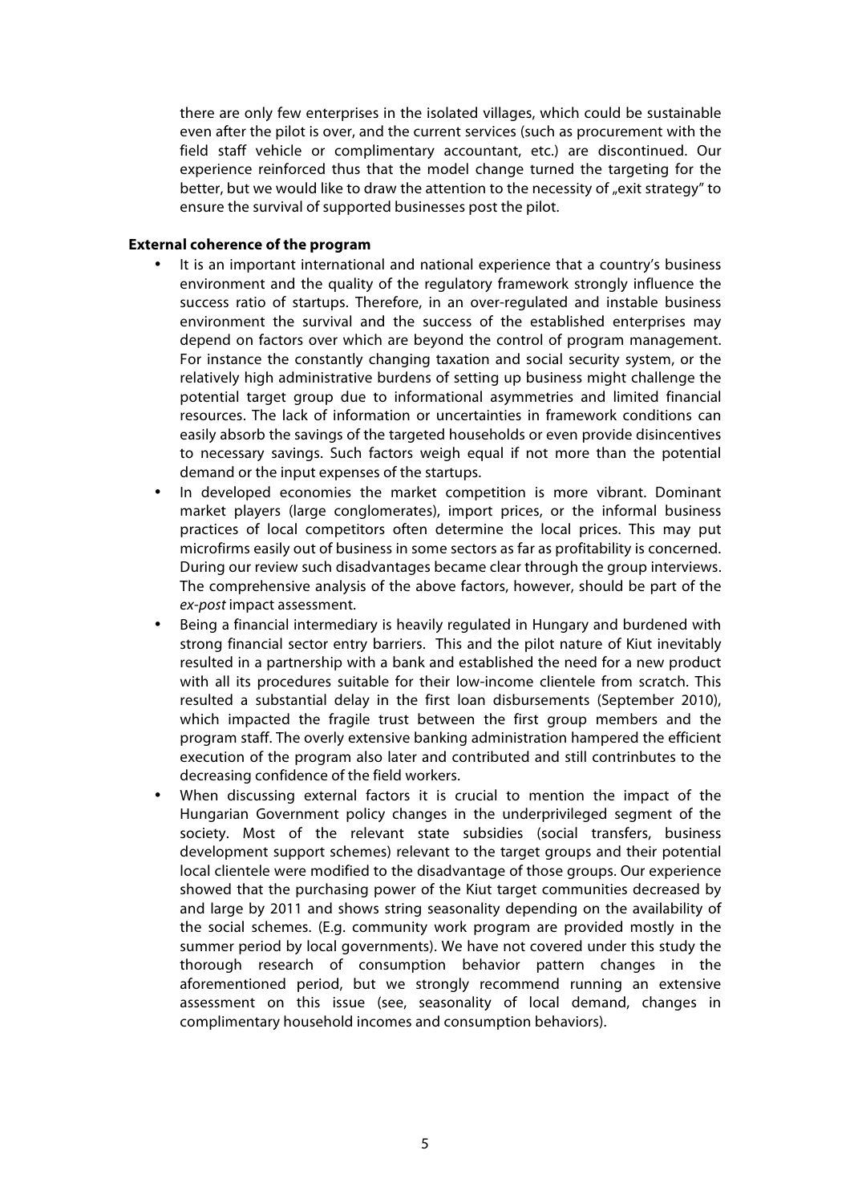there are only few enterprises in the isolated villages, which could be sustainable even after the pilot is over, and the current services (such as procurement with the field staff vehicle or complimentary accountant, etc.) are discontinued. Our experience reinforced thus that the model change turned the targeting for the better, but we would like to draw the attention to the necessity of „exit strategy" to ensure the survival of supported businesses post the pilot.

**External coherence of the program**

- It is an important international and national experience that a country's business environment and the quality of the regulatory framework strongly influence the success ratio of startups. Therefore, in an over-regulated and instable business environment the survival and the success of the established enterprises may depend on factors over which are beyond the control of program management. For instance the constantly changing taxation and social security system, or the relatively high administrative burdens of setting up business might challenge the potential target group due to informational asymmetries and limited financial resources. The lack of information or uncertainties in framework conditions can easily absorb the savings of the targeted households or even provide disincentives to necessary savings. Such factors weigh equal if not more than the potential demand or the input expenses of the startups.
- In developed economies the market competition is more vibrant. Dominant market players (large conglomerates), import prices, or the informal business practices of local competitors often determine the local prices. This may put microfirms easily out of business in some sectors as far as profitability is concerned. During our review such disadvantages became clear through the group interviews. The comprehensive analysis of the above factors, however, should be part of the *ex-post* impact assessment.
- Being a financial intermediary is heavily regulated in Hungary and burdened with strong financial sector entry barriers. This and the pilot nature of Kiut inevitably resulted in a partnership with a bank and established the need for a new product with all its procedures suitable for their low-income clientele from scratch. This resulted a substantial delay in the first loan disbursements (September 2010), which impacted the fragile trust between the first group members and the program staff. The overly extensive banking administration hampered the efficient execution of the program also later and contributed and still contrinbutes to the decreasing confidence of the field workers.
- When discussing external factors it is crucial to mention the impact of the Hungarian Government policy changes in the underprivileged segment of the society. Most of the relevant state subsidies (social transfers, business development support schemes) relevant to the target groups and their potential local clientele were modified to the disadvantage of those groups. Our experience showed that the purchasing power of the Kiut target communities decreased by and large by 2011 and shows string seasonality depending on the availability of the social schemes. (E.g. community work program are provided mostly in the summer period by local governments). We have not covered under this study the thorough research of consumption behavior pattern changes in the aforementioned period, but we strongly recommend running an extensive assessment on this issue (see, seasonality of local demand, changes in complimentary household incomes and consumption behaviors).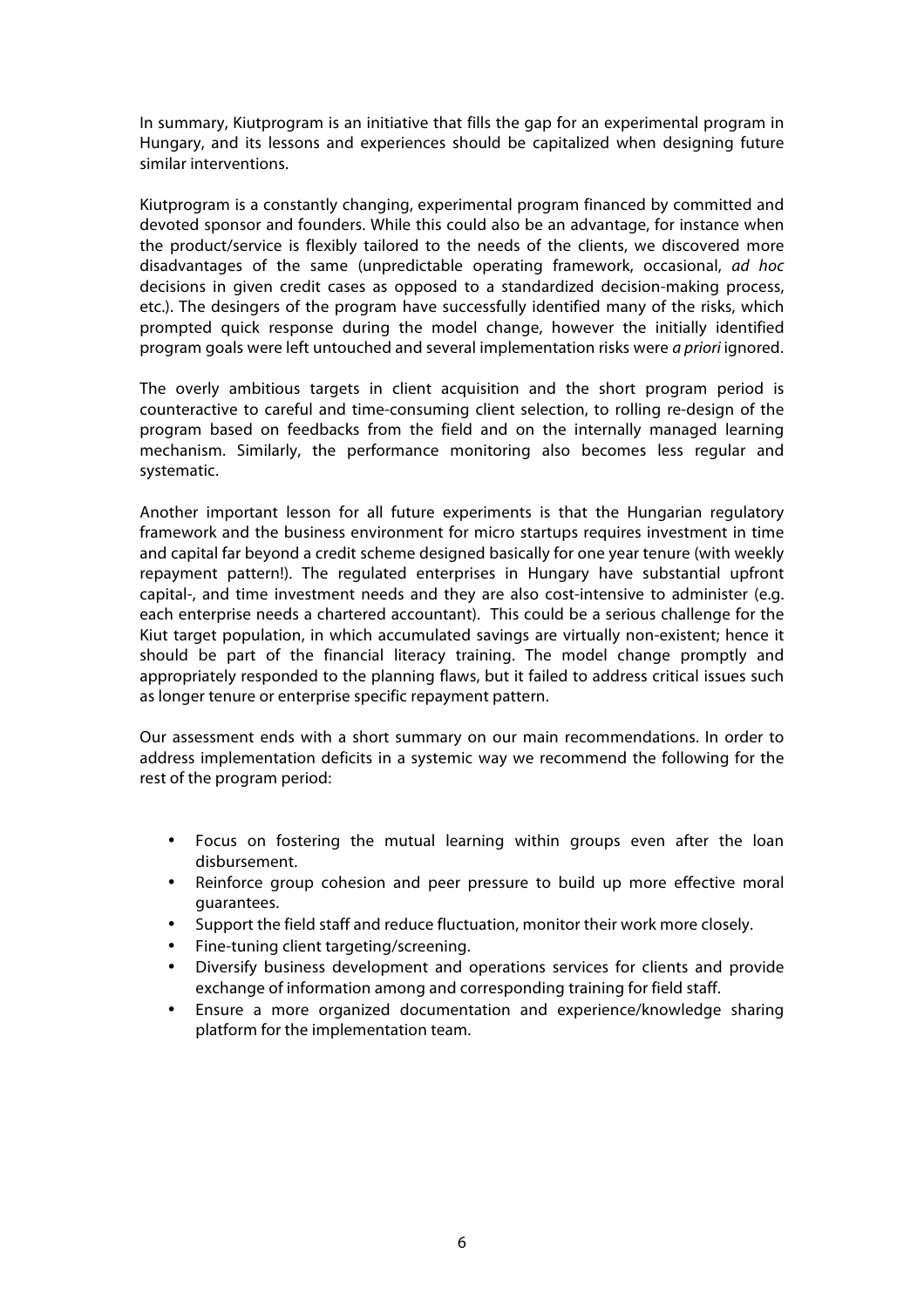In summary, Kiutprogram is an initiative that fills the gap for an experimental program in Hungary, and its lessons and experiences should be capitalized when designing future similar interventions.

Kiutprogram is a constantly changing, experimental program financed by committed and devoted sponsor and founders. While this could also be an advantage, for instance when the product/service is flexibly tailored to the needs of the clients, we discovered more disadvantages of the same (unpredictable operating framework, occasional, *ad hoc* decisions in given credit cases as opposed to a standardized decision-making process, etc.). The desingers of the program have successfully identified many of the risks, which prompted quick response during the model change, however the initially identified program goals were left untouched and several implementation risks were *a priori* ignored.

The overly ambitious targets in client acquisition and the short program period is counteractive to careful and time-consuming client selection, to rolling re-design of the program based on feedbacks from the field and on the internally managed learning mechanism. Similarly, the performance monitoring also becomes less regular and systematic.

Another important lesson for all future experiments is that the Hungarian regulatory framework and the business environment for micro startups requires investment in time and capital far beyond a credit scheme designed basically for one year tenure (with weekly repayment pattern!). The regulated enterprises in Hungary have substantial upfront capital-, and time investment needs and they are also cost-intensive to administer (e.g. each enterprise needs a chartered accountant). This could be a serious challenge for the Kiut target population, in which accumulated savings are virtually non-existent; hence it should be part of the financial literacy training. The model change promptly and appropriately responded to the planning flaws, but it failed to address critical issues such as longer tenure or enterprise specific repayment pattern.

Our assessment ends with a short summary on our main recommendations. In order to address implementation deficits in a systemic way we recommend the following for the rest of the program period:

- Focus on fostering the mutual learning within groups even after the loan disbursement.
- Reinforce group cohesion and peer pressure to build up more effective moral guarantees.
- Support the field staff and reduce fluctuation, monitor their work more closely.
- Fine-tuning client targeting/screening.
- Diversify business development and operations services for clients and provide exchange of information among and corresponding training for field staff.
- Ensure a more organized documentation and experience/knowledge sharing platform for the implementation team.